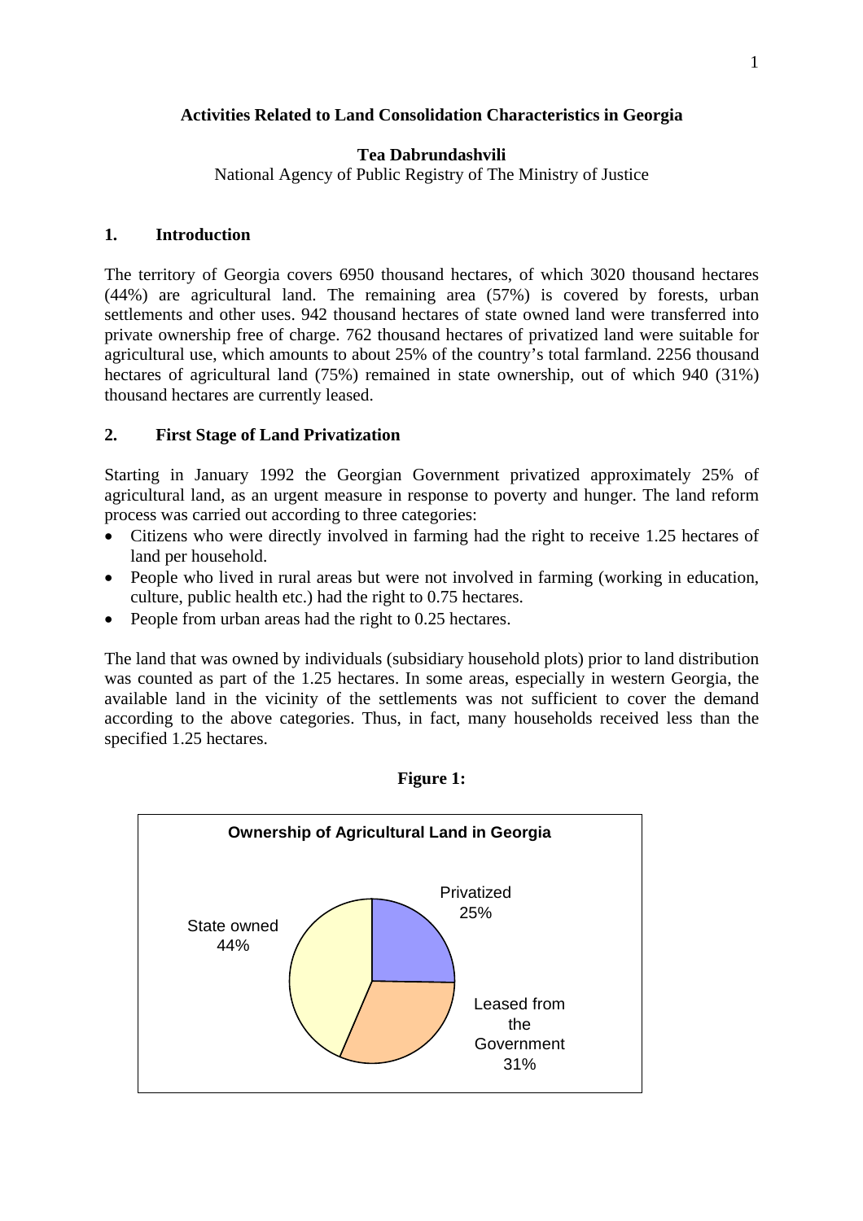# Activities Related to Land Consolidation Characteristics in Georgia

**Tea Dabrundashvili**

National Agency of Public Registry of The Ministry of Justice

## 1. Introduction

The territory of Georgia covers 6950 thousand hectares, of which 3020 thousand hectares (44%) are agricultural land. The remaining area (57%) is covered by forests, urban settlements and other uses. 942 thousand hectares of state owned land were transferred into private ownership free of charge. 762 thousand hectares of privatized land were suitable for agricultural use, which amounts to about 25% of the country's total farmland. 2256 thousand hectares of agricultural land (75%) remained in state ownership, out of which 940 (31%) thousand hectares are currently leased.

## 2. First Stage of Land Privatization

Starting in January 1992 the Georgian Government privatized approximately 25% of agricultural land, as an urgent measure in response to poverty and hunger. The land reform process was carried out according to three categories:

- Citizens who were directly involved in farming had the right to receive 1.25 hectares of land per household.
- People who lived in rural areas but were not involved in farming (working in education, culture, public health etc.) had the right to 0.75 hectares.
- People from urban areas had the right to 0.25 hectares.

The land that was owned by individuals (subsidiary household plots) prior to land distribution was counted as part of the 1.25 hectares. In some areas, especially in western Georgia, the available land in the vicinity of the settlements was not sufficient to cover the demand according to the above categories. Thus, in fact, many households received less than the specified 1.25 hectares.

**Figure 1:**

**Ownership of Agricultural Land in Georgia**

| Category | Share |
|---|---|
| Privatized | 25% |
| Leased from the Government | 31% |
| State owned | 44% |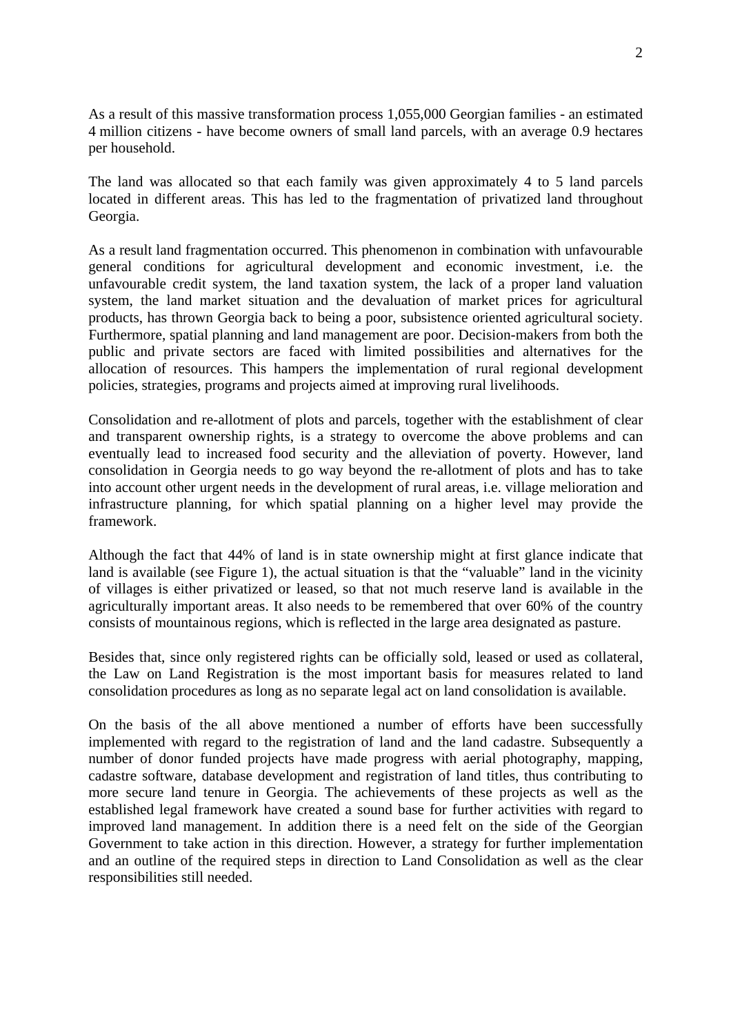As a result of this massive transformation process 1,055,000 Georgian families - an estimated 4 million citizens - have become owners of small land parcels, with an average 0.9 hectares per household.

The land was allocated so that each family was given approximately 4 to 5 land parcels located in different areas. This has led to the fragmentation of privatized land throughout Georgia.

As a result land fragmentation occurred. This phenomenon in combination with unfavourable general conditions for agricultural development and economic investment, i.e. the unfavourable credit system, the land taxation system, the lack of a proper land valuation system, the land market situation and the devaluation of market prices for agricultural products, has thrown Georgia back to being a poor, subsistence oriented agricultural society. Furthermore, spatial planning and land management are poor. Decision-makers from both the public and private sectors are faced with limited possibilities and alternatives for the allocation of resources. This hampers the implementation of rural regional development policies, strategies, programs and projects aimed at improving rural livelihoods.

Consolidation and re-allotment of plots and parcels, together with the establishment of clear and transparent ownership rights, is a strategy to overcome the above problems and can eventually lead to increased food security and the alleviation of poverty. However, land consolidation in Georgia needs to go way beyond the re-allotment of plots and has to take into account other urgent needs in the development of rural areas, i.e. village melioration and infrastructure planning, for which spatial planning on a higher level may provide the framework.

Although the fact that 44% of land is in state ownership might at first glance indicate that land is available (see Figure 1), the actual situation is that the "valuable" land in the vicinity of villages is either privatized or leased, so that not much reserve land is available in the agriculturally important areas. It also needs to be remembered that over 60% of the country consists of mountainous regions, which is reflected in the large area designated as pasture.

Besides that, since only registered rights can be officially sold, leased or used as collateral, the Law on Land Registration is the most important basis for measures related to land consolidation procedures as long as no separate legal act on land consolidation is available.

On the basis of the all above mentioned a number of efforts have been successfully implemented with regard to the registration of land and the land cadastre. Subsequently a number of donor funded projects have made progress with aerial photography, mapping, cadastre software, database development and registration of land titles, thus contributing to more secure land tenure in Georgia. The achievements of these projects as well as the established legal framework have created a sound base for further activities with regard to improved land management. In addition there is a need felt on the side of the Georgian Government to take action in this direction. However, a strategy for further implementation and an outline of the required steps in direction to Land Consolidation as well as the clear responsibilities still needed.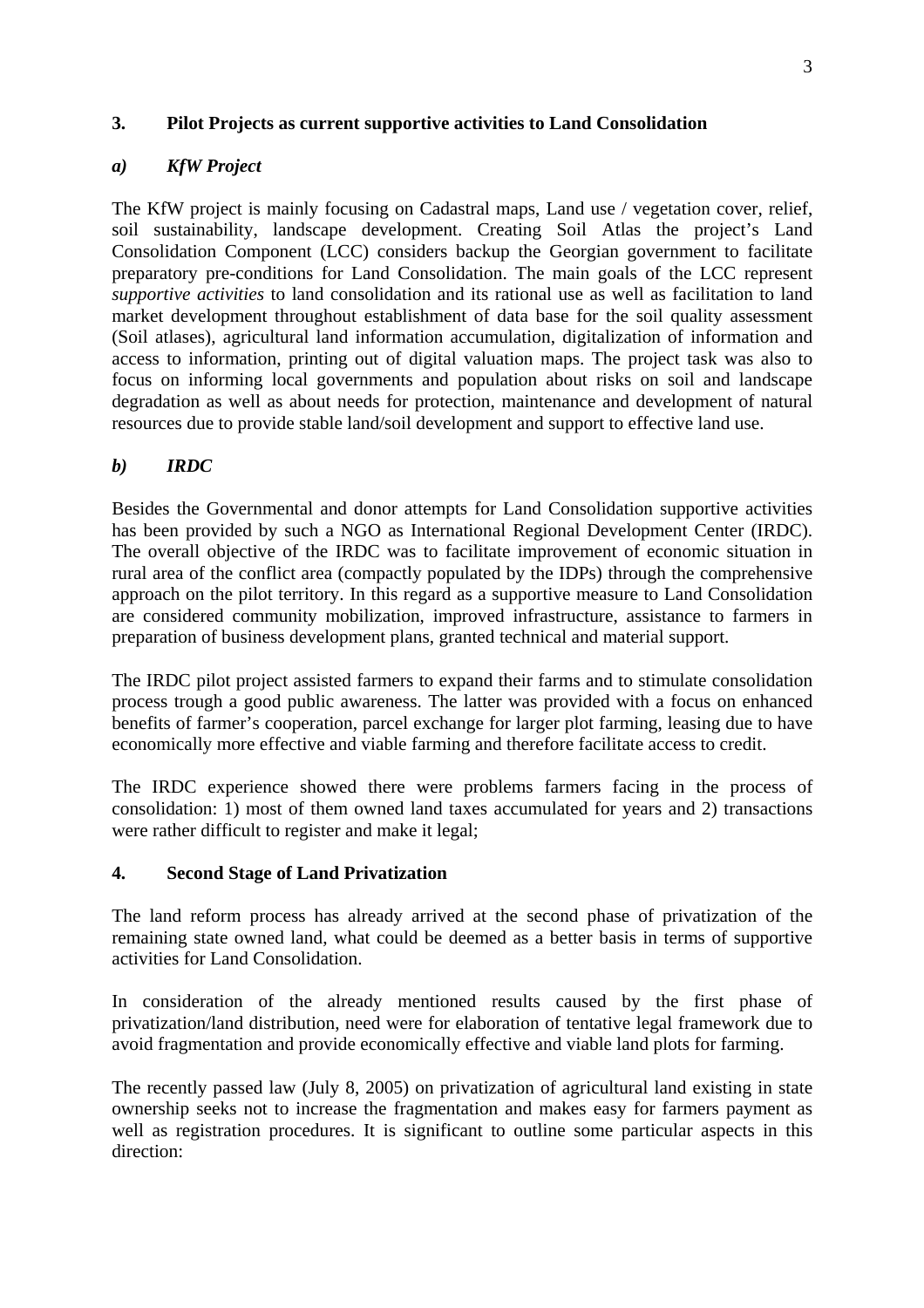## 3. Pilot Projects as current supportive activities to Land Consolidation

### *a) KfW Project*

The KfW project is mainly focusing on Cadastral maps, Land use / vegetation cover, relief, soil sustainability, landscape development. Creating Soil Atlas the project's Land Consolidation Component (LCC) considers backup the Georgian government to facilitate preparatory pre-conditions for Land Consolidation. The main goals of the LCC represent *supportive activities* to land consolidation and its rational use as well as facilitation to land market development throughout establishment of data base for the soil quality assessment (Soil atlases), agricultural land information accumulation, digitalization of information and access to information, printing out of digital valuation maps. The project task was also to focus on informing local governments and population about risks on soil and landscape degradation as well as about needs for protection, maintenance and development of natural resources due to provide stable land/soil development and support to effective land use.

### *b) IRDC*

Besides the Governmental and donor attempts for Land Consolidation supportive activities has been provided by such a NGO as International Regional Development Center (IRDC). The overall objective of the IRDC was to facilitate improvement of economic situation in rural area of the conflict area (compactly populated by the IDPs) through the comprehensive approach on the pilot territory. In this regard as a supportive measure to Land Consolidation are considered community mobilization, improved infrastructure, assistance to farmers in preparation of business development plans, granted technical and material support.

The IRDC pilot project assisted farmers to expand their farms and to stimulate consolidation process trough a good public awareness. The latter was provided with a focus on enhanced benefits of farmer's cooperation, parcel exchange for larger plot farming, leasing due to have economically more effective and viable farming and therefore facilitate access to credit.

The IRDC experience showed there were problems farmers facing in the process of consolidation: 1) most of them owned land taxes accumulated for years and 2) transactions were rather difficult to register and make it legal;

## 4. Second Stage of Land Privatization

The land reform process has already arrived at the second phase of privatization of the remaining state owned land, what could be deemed as a better basis in terms of supportive activities for Land Consolidation.

In consideration of the already mentioned results caused by the first phase of privatization/land distribution, need were for elaboration of tentative legal framework due to avoid fragmentation and provide economically effective and viable land plots for farming.

The recently passed law (July 8, 2005) on privatization of agricultural land existing in state ownership seeks not to increase the fragmentation and makes easy for farmers payment as well as registration procedures. It is significant to outline some particular aspects in this direction: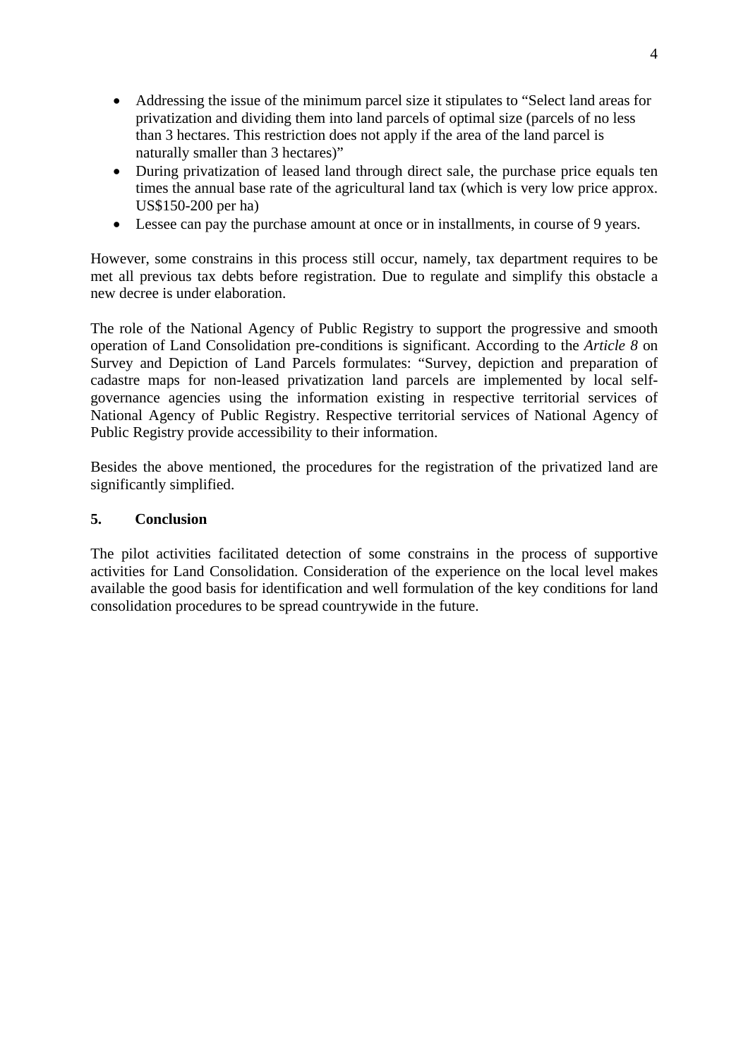- Addressing the issue of the minimum parcel size it stipulates to "Select land areas for privatization and dividing them into land parcels of optimal size (parcels of no less than 3 hectares. This restriction does not apply if the area of the land parcel is naturally smaller than 3 hectares)"
- During privatization of leased land through direct sale, the purchase price equals ten times the annual base rate of the agricultural land tax (which is very low price approx. US$150-200 per ha)
- Lessee can pay the purchase amount at once or in installments, in course of 9 years.

However, some constrains in this process still occur, namely, tax department requires to be met all previous tax debts before registration. Due to regulate and simplify this obstacle a new decree is under elaboration.

The role of the National Agency of Public Registry to support the progressive and smooth operation of Land Consolidation pre-conditions is significant. According to the *Article 8* on Survey and Depiction of Land Parcels formulates: "Survey, depiction and preparation of cadastre maps for non-leased privatization land parcels are implemented by local self-governance agencies using the information existing in respective territorial services of National Agency of Public Registry. Respective territorial services of National Agency of Public Registry provide accessibility to their information.

Besides the above mentioned, the procedures for the registration of the privatized land are significantly simplified.

## 5. Conclusion

The pilot activities facilitated detection of some constrains in the process of supportive activities for Land Consolidation. Consideration of the experience on the local level makes available the good basis for identification and well formulation of the key conditions for land consolidation procedures to be spread countrywide in the future.